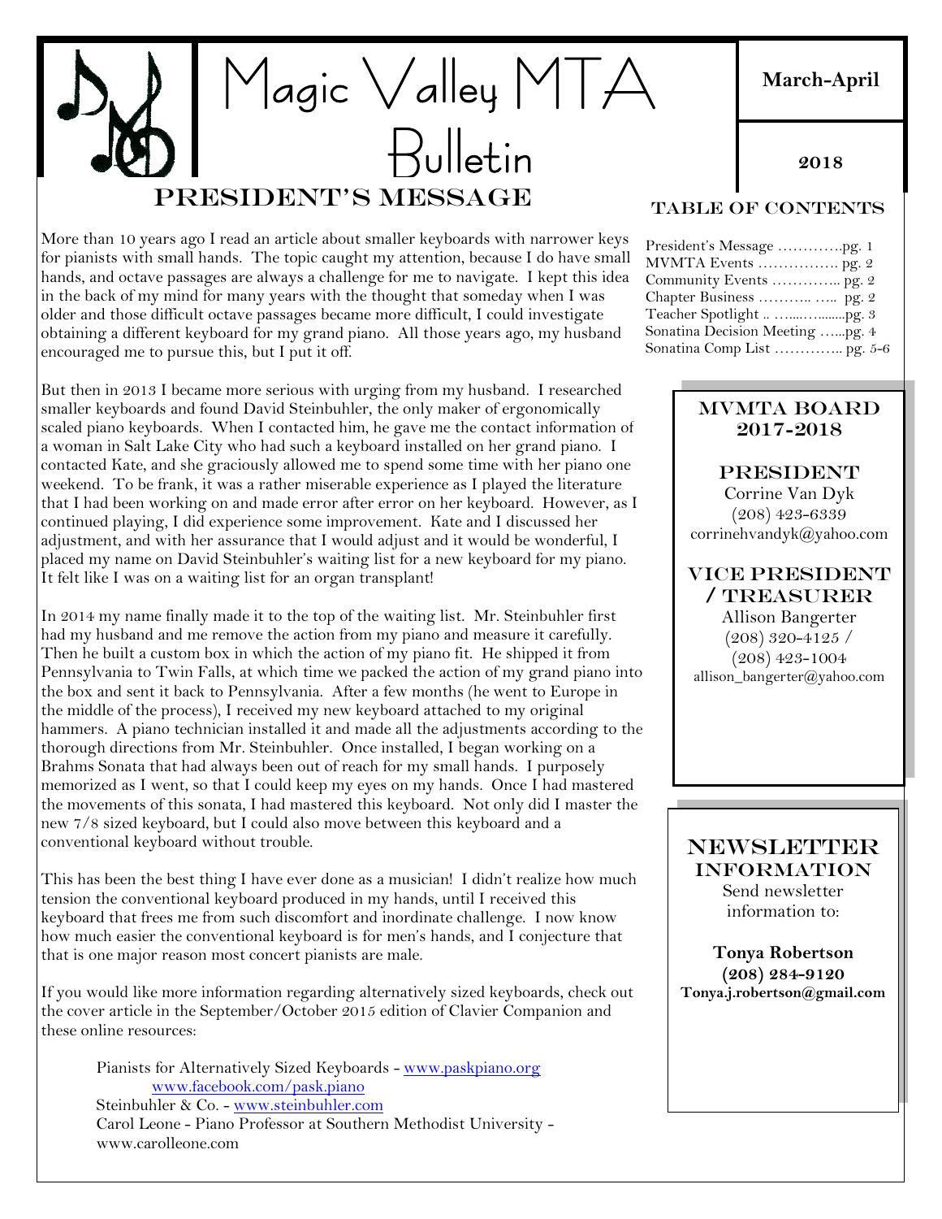# Magic Valley MTA Bulletin

**March-April**

**2018**

## President's Message

More than 10 years ago I read an article about smaller keyboards with narrower keys for pianists with small hands. The topic caught my attention, because I do have small hands, and octave passages are always a challenge for me to navigate. I kept this idea in the back of my mind for many years with the thought that someday when I was older and those difficult octave passages became more difficult, I could investigate obtaining a different keyboard for my grand piano. All those years ago, my husband encouraged me to pursue this, but I put it off.

But then in 2013 I became more serious with urging from my husband. I researched smaller keyboards and found David Steinbuhler, the only maker of ergonomically scaled piano keyboards. When I contacted him, he gave me the contact information of a woman in Salt Lake City who had such a keyboard installed on her grand piano. I contacted Kate, and she graciously allowed me to spend some time with her piano one weekend. To be frank, it was a rather miserable experience as I played the literature that I had been working on and made error after error on her keyboard. However, as I continued playing, I did experience some improvement. Kate and I discussed her adjustment, and with her assurance that I would adjust and it would be wonderful, I placed my name on David Steinbuhler's waiting list for a new keyboard for my piano. It felt like I was on a waiting list for an organ transplant!

In 2014 my name finally made it to the top of the waiting list. Mr. Steinbuhler first had my husband and me remove the action from my piano and measure it carefully. Then he built a custom box in which the action of my piano fit. He shipped it from Pennsylvania to Twin Falls, at which time we packed the action of my grand piano into the box and sent it back to Pennsylvania. After a few months (he went to Europe in the middle of the process), I received my new keyboard attached to my original hammers. A piano technician installed it and made all the adjustments according to the thorough directions from Mr. Steinbuhler. Once installed, I began working on a Brahms Sonata that had always been out of reach for my small hands. I purposely memorized as I went, so that I could keep my eyes on my hands. Once I had mastered the movements of this sonata, I had mastered this keyboard. Not only did I master the new 7/8 sized keyboard, but I could also move between this keyboard and a conventional keyboard without trouble.

This has been the best thing I have ever done as a musician! I didn't realize how much tension the conventional keyboard produced in my hands, until I received this keyboard that frees me from such discomfort and inordinate challenge. I now know how much easier the conventional keyboard is for men's hands, and I conjecture that that is one major reason most concert pianists are male.

If you would like more information regarding alternatively sized keyboards, check out the cover article in the September/October 2015 edition of Clavier Companion and these online resources:

> Pianists for Alternatively Sized Keyboards - www.paskpiano.org
> www.facebook.com/pask.piano
> Steinbuhler & Co. - www.steinbuhler.com
> Carol Leone - Piano Professor at Southern Methodist University - www.carolleone.com

## Table of Contents

- President's Message ………….pg. 1
- MVMTA Events ……………. pg. 2
- Community Events ………….. pg. 2
- Chapter Business ……….. ….. pg. 2
- Teacher Spotlight .. …..…........pg. 3
- Sonatina Decision Meeting …...pg. 4
- Sonatina Comp List ………….. pg. 5-6

## MVMTA Board 2017-2018

### President

Corrine Van Dyk
(208) 423-6339
corrinehvandyk@yahoo.com

### Vice President / Treasurer

Allison Bangerter
(208) 320-4125 /
(208) 423-1004
allison_bangerter@yahoo.com

## Newsletter Information

Send newsletter information to:

**Tonya Robertson**
**(208) 284-9120**
**Tonya.j.robertson@gmail.com**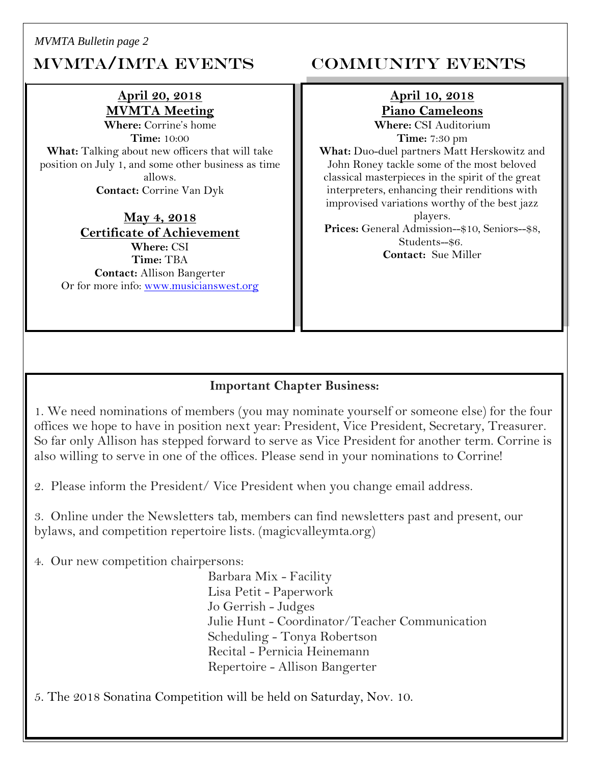# MVMTA/IMTA EVENTS

**April 20, 2018**
**MVMTA Meeting**
**Where:** Corrine's home
**Time:** 10:00
**What:** Talking about new officers that will take position on July 1, and some other business as time allows.
**Contact:** Corrine Van Dyk

**May 4, 2018**
**Certificate of Achievement**
**Where:** CSI
**Time:** TBA
**Contact:** Allison Bangerter
Or for more info: www.musicianswest.org

# COMMUNITY EVENTS

**April 10, 2018**
**Piano Cameleons**
**Where:** CSI Auditorium
**Time:** 7:30 pm
**What:** Duo-duel partners Matt Herskowitz and John Roney tackle some of the most beloved classical masterpieces in the spirit of the great interpreters, enhancing their renditions with improvised variations worthy of the best jazz players.
**Prices:** General Admission--$10, Seniors--$8, Students--$6.
**Contact:** Sue Miller

**Important Chapter Business:**

1. We need nominations of members (you may nominate yourself or someone else) for the four offices we hope to have in position next year: President, Vice President, Secretary, Treasurer. So far only Allison has stepped forward to serve as Vice President for another term. Corrine is also willing to serve in one of the offices. Please send in your nominations to Corrine!

2. Please inform the President/ Vice President when you change email address.

3. Online under the Newsletters tab, members can find newsletters past and present, our bylaws, and competition repertoire lists. (magicvalleymta.org)

4. Our new competition chairpersons:

Barbara Mix - Facility
Lisa Petit - Paperwork
Jo Gerrish - Judges
Julie Hunt - Coordinator/Teacher Communication
Scheduling - Tonya Robertson
Recital - Pernicia Heinemann
Repertoire - Allison Bangerter

5. The 2018 Sonatina Competition will be held on Saturday, Nov. 10.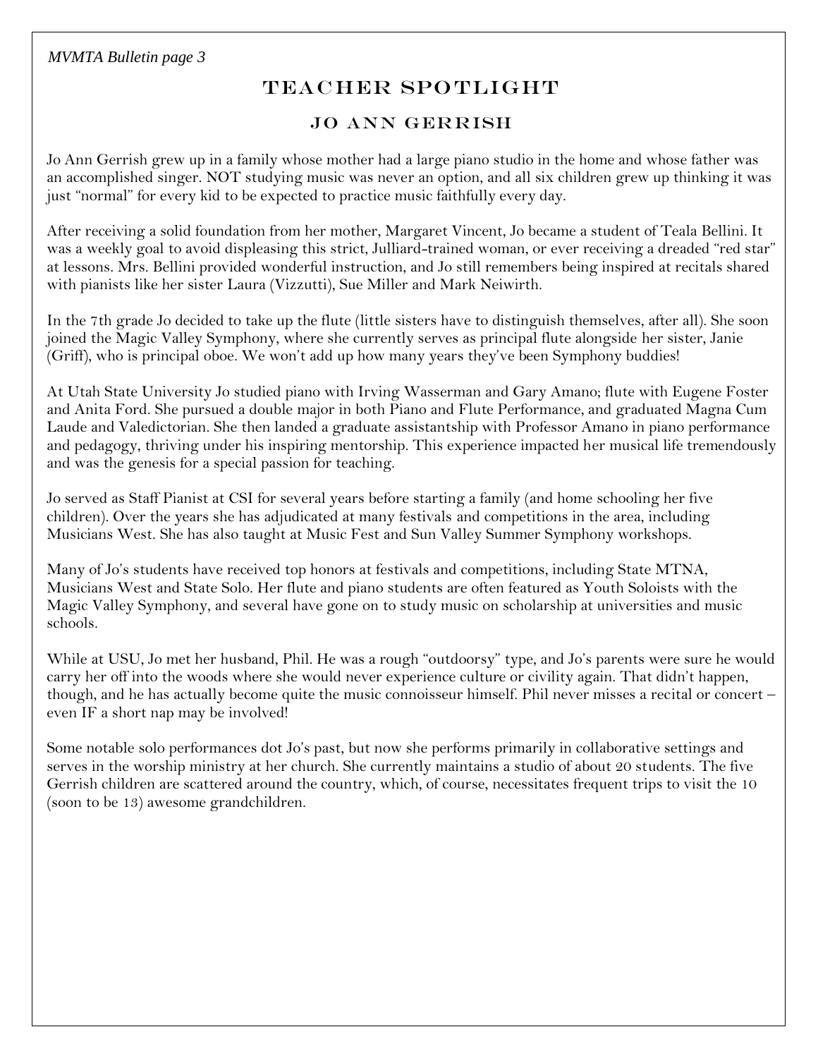# TEACHER SPOTLIGHT

## JO ANN GERRISH

Jo Ann Gerrish grew up in a family whose mother had a large piano studio in the home and whose father was an accomplished singer. NOT studying music was never an option, and all six children grew up thinking it was just "normal" for every kid to be expected to practice music faithfully every day.

After receiving a solid foundation from her mother, Margaret Vincent, Jo became a student of Teala Bellini. It was a weekly goal to avoid displeasing this strict, Julliard-trained woman, or ever receiving a dreaded "red star" at lessons. Mrs. Bellini provided wonderful instruction, and Jo still remembers being inspired at recitals shared with pianists like her sister Laura (Vizzutti), Sue Miller and Mark Neiwirth.

In the 7th grade Jo decided to take up the flute (little sisters have to distinguish themselves, after all). She soon joined the Magic Valley Symphony, where she currently serves as principal flute alongside her sister, Janie (Griff), who is principal oboe. We won't add up how many years they've been Symphony buddies!

At Utah State University Jo studied piano with Irving Wasserman and Gary Amano; flute with Eugene Foster and Anita Ford. She pursued a double major in both Piano and Flute Performance, and graduated Magna Cum Laude and Valedictorian. She then landed a graduate assistantship with Professor Amano in piano performance and pedagogy, thriving under his inspiring mentorship. This experience impacted her musical life tremendously and was the genesis for a special passion for teaching.

Jo served as Staff Pianist at CSI for several years before starting a family (and home schooling her five children). Over the years she has adjudicated at many festivals and competitions in the area, including Musicians West. She has also taught at Music Fest and Sun Valley Summer Symphony workshops.

Many of Jo's students have received top honors at festivals and competitions, including State MTNA, Musicians West and State Solo. Her flute and piano students are often featured as Youth Soloists with the Magic Valley Symphony, and several have gone on to study music on scholarship at universities and music schools.

While at USU, Jo met her husband, Phil. He was a rough "outdoorsy" type, and Jo's parents were sure he would carry her off into the woods where she would never experience culture or civility again. That didn't happen, though, and he has actually become quite the music connoisseur himself. Phil never misses a recital or concert – even IF a short nap may be involved!

Some notable solo performances dot Jo's past, but now she performs primarily in collaborative settings and serves in the worship ministry at her church. She currently maintains a studio of about 20 students. The five Gerrish children are scattered around the country, which, of course, necessitates frequent trips to visit the 10 (soon to be 13) awesome grandchildren.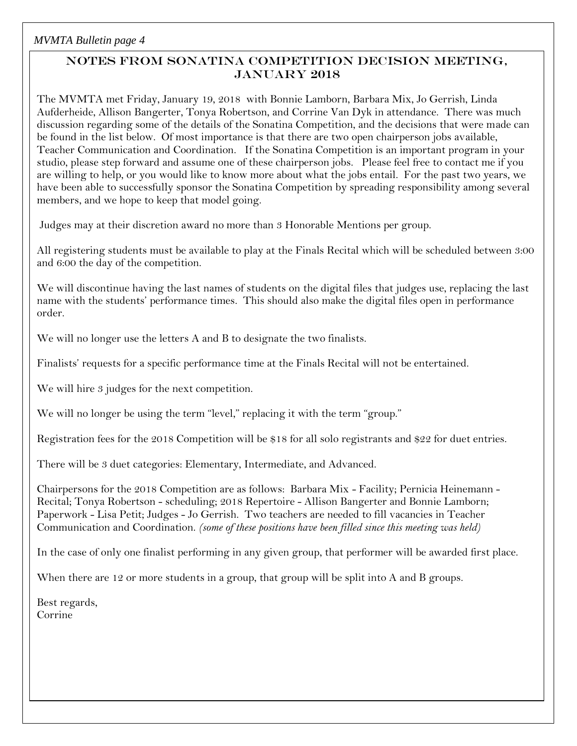## NOTES FROM SONATINA COMPETITION DECISION MEETING, JANUARY 2018

The MVMTA met Friday, January 19, 2018 with Bonnie Lamborn, Barbara Mix, Jo Gerrish, Linda Aufderheide, Allison Bangerter, Tonya Robertson, and Corrine Van Dyk in attendance. There was much discussion regarding some of the details of the Sonatina Competition, and the decisions that were made can be found in the list below. Of most importance is that there are two open chairperson jobs available, Teacher Communication and Coordination. If the Sonatina Competition is an important program in your studio, please step forward and assume one of these chairperson jobs. Please feel free to contact me if you are willing to help, or you would like to know more about what the jobs entail. For the past two years, we have been able to successfully sponsor the Sonatina Competition by spreading responsibility among several members, and we hope to keep that model going.

Judges may at their discretion award no more than 3 Honorable Mentions per group.

All registering students must be available to play at the Finals Recital which will be scheduled between 3:00 and 6:00 the day of the competition.

We will discontinue having the last names of students on the digital files that judges use, replacing the last name with the students' performance times. This should also make the digital files open in performance order.

We will no longer use the letters A and B to designate the two finalists.

Finalists' requests for a specific performance time at the Finals Recital will not be entertained.

We will hire 3 judges for the next competition.

We will no longer be using the term "level," replacing it with the term "group."

Registration fees for the 2018 Competition will be $18 for all solo registrants and $22 for duet entries.

There will be 3 duet categories: Elementary, Intermediate, and Advanced.

Chairpersons for the 2018 Competition are as follows: Barbara Mix - Facility; Pernicia Heinemann - Recital; Tonya Robertson - scheduling; 2018 Repertoire - Allison Bangerter and Bonnie Lamborn; Paperwork - Lisa Petit; Judges - Jo Gerrish. Two teachers are needed to fill vacancies in Teacher Communication and Coordination. *(some of these positions have been filled since this meeting was held)*

In the case of only one finalist performing in any given group, that performer will be awarded first place.

When there are 12 or more students in a group, that group will be split into A and B groups.

Best regards,
Corrine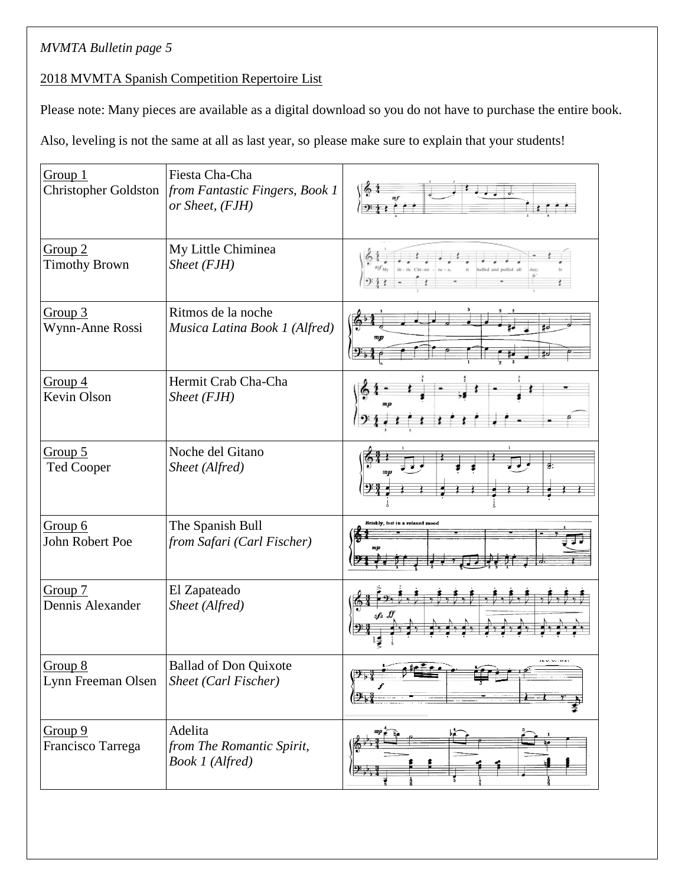*MVMTA Bulletin page 5*

2018 MVMTA Spanish Competition Repertoire List

Please note: Many pieces are available as a digital download so you do not have to purchase the entire book.

Also, leveling is not the same at all as last year, so please make sure to explain that your students!

| Group | Piece | |
|---|---|---|
| Group 1<br>Christopher Goldston | Fiesta Cha-Cha<br>*from Fantastic Fingers, Book 1 or Sheet, (FJH)* | |
| Group 2<br>Timothy Brown | My Little Chiminea<br>*Sheet (FJH)* | |
| Group 3<br>Wynn-Anne Rossi | Ritmos de la noche<br>*Musica Latina Book 1 (Alfred)* | |
| Group 4<br>Kevin Olson | Hermit Crab Cha-Cha<br>*Sheet (FJH)* | |
| Group 5<br>Ted Cooper | Noche del Gitano<br>*Sheet (Alfred)* | |
| Group 6<br>John Robert Poe | The Spanish Bull<br>*from Safari (Carl Fischer)* | |
| Group 7<br>Dennis Alexander | El Zapateado<br>*Sheet (Alfred)* | |
| Group 8<br>Lynn Freeman Olsen | Ballad of Don Quixote<br>*Sheet (Carl Fischer)* | |
| Group 9<br>Francisco Tarrega | Adelita<br>*from The Romantic Spirit, Book 1 (Alfred)* | |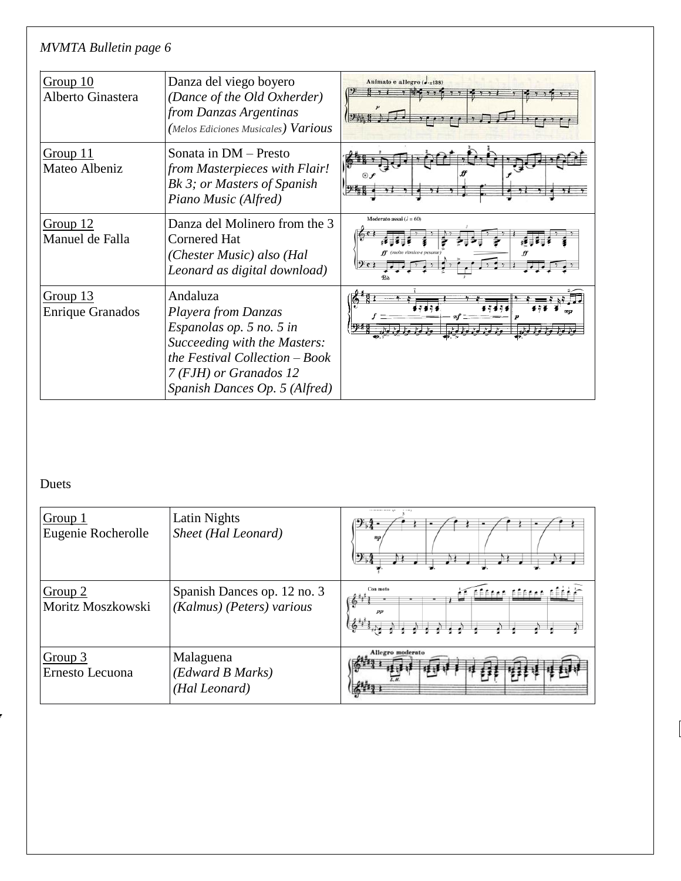| | | |
|---|---|---|
| Group 10<br>Alberto Ginastera | Danza del viego boyero<br>*(Dance of the Old Oxherder) from Danzas Argentinas (Melos Ediciones Musicales) Various* | |
| Group 11<br>Mateo Albeniz | Sonata in DM – Presto<br>*from Masterpieces with Flair! Bk 3; or Masters of Spanish Piano Music (Alfred)* | |
| Group 12<br>Manuel de Falla | Danza del Molinero from the 3 Cornered Hat<br>*(Chester Music) also (Hal Leonard as digital download)* | |
| Group 13<br>Enrique Granados | Andaluza<br>*Playera from Danzas Espanolas op. 5 no. 5 in Succeeding with the Masters: the Festival Collection – Book 7 (FJH) or Granados 12 Spanish Dances Op. 5 (Alfred)* | |

Duets

| | | |
|---|---|---|
| Group 1<br>Eugenie Rocherolle | Latin Nights<br>*Sheet (Hal Leonard)* | |
| Group 2<br>Moritz Moszkowski | Spanish Dances op. 12 no. 3<br>*(Kalmus) (Peters) various* | |
| Group 3<br>Ernesto Lecuona | Malaguena<br>*(Edward B Marks)*<br>*(Hal Leonard)* | |